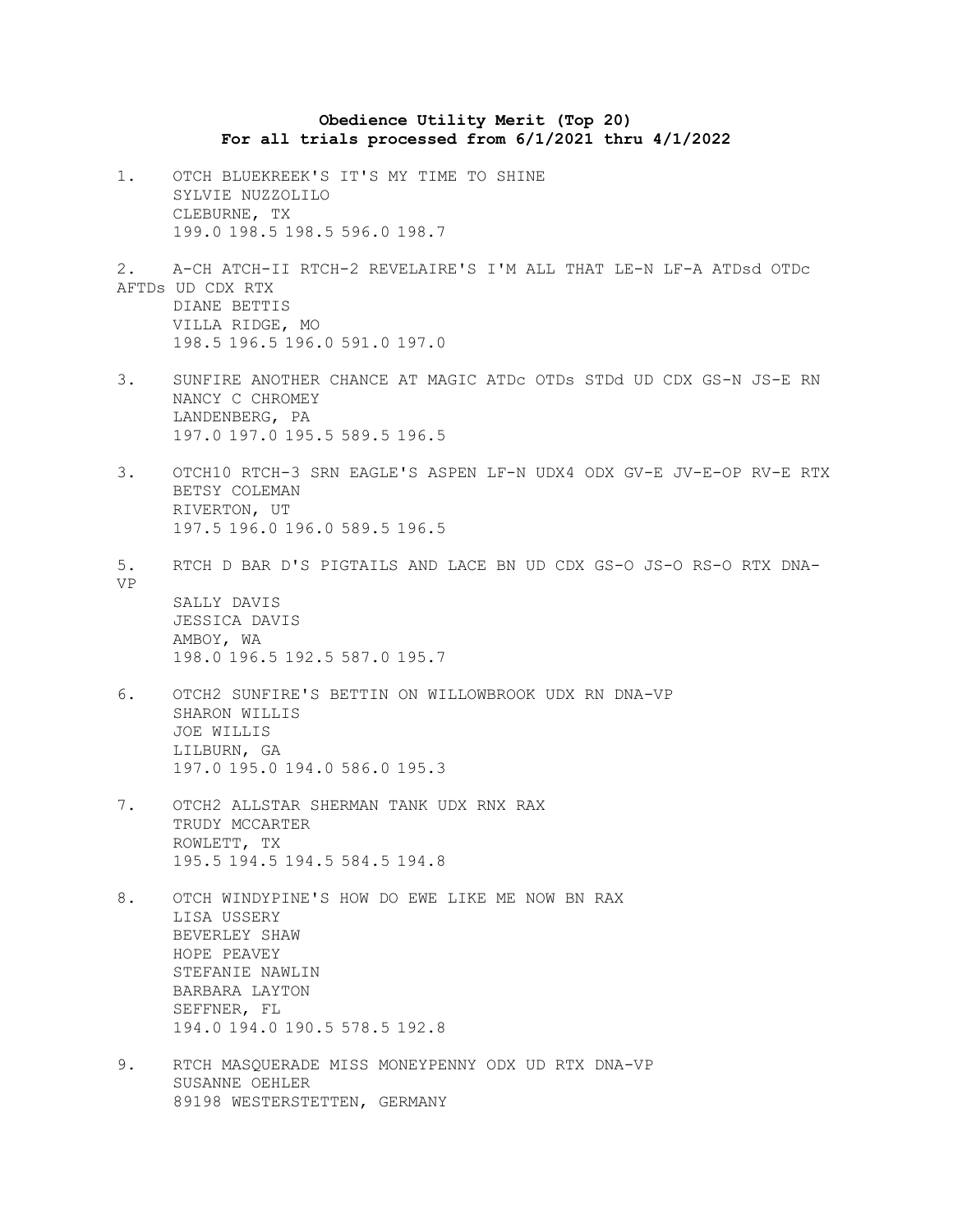**Obedience Utility Merit (Top 20)**
**For all trials processed from 6/1/2021 thru 4/1/2022**

1. OTCH BLUEKREEK'S IT'S MY TIME TO SHINE
   SYLVIE NUZZOLILO
   CLEBURNE, TX
   199.0 198.5 198.5 596.0 198.7

2. A-CH ATCH-II RTCH-2 REVELAIRE'S I'M ALL THAT LE-N LF-A ATDsd OTDc AFTDs UD CDX RTX
   DIANE BETTIS
   VILLA RIDGE, MO
   198.5 196.5 196.0 591.0 197.0

3. SUNFIRE ANOTHER CHANCE AT MAGIC ATDc OTDs STDd UD CDX GS-N JS-E RN
   NANCY C CHROMEY
   LANDENBERG, PA
   197.0 197.0 195.5 589.5 196.5

3. OTCH10 RTCH-3 SRN EAGLE'S ASPEN LF-N UDX4 ODX GV-E JV-E-OP RV-E RTX
   BETSY COLEMAN
   RIVERTON, UT
   197.5 196.0 196.0 589.5 196.5

5. RTCH D BAR D'S PIGTAILS AND LACE BN UD CDX GS-O JS-O RS-O RTX DNA-VP
   SALLY DAVIS
   JESSICA DAVIS
   AMBOY, WA
   198.0 196.5 192.5 587.0 195.7

6. OTCH2 SUNFIRE'S BETTIN ON WILLOWBROOK UDX RN DNA-VP
   SHARON WILLIS
   JOE WILLIS
   LILBURN, GA
   197.0 195.0 194.0 586.0 195.3

7. OTCH2 ALLSTAR SHERMAN TANK UDX RNX RAX
   TRUDY MCCARTER
   ROWLETT, TX
   195.5 194.5 194.5 584.5 194.8

8. OTCH WINDYPINE'S HOW DO EWE LIKE ME NOW BN RAX
   LISA USSERY
   BEVERLEY SHAW
   HOPE PEAVEY
   STEFANIE NAWLIN
   BARBARA LAYTON
   SEFFNER, FL
   194.0 194.0 190.5 578.5 192.8

9. RTCH MASQUERADE MISS MONEYPENNY ODX UD RTX DNA-VP
   SUSANNE OEHLER
   89198 WESTERSTETTEN, GERMANY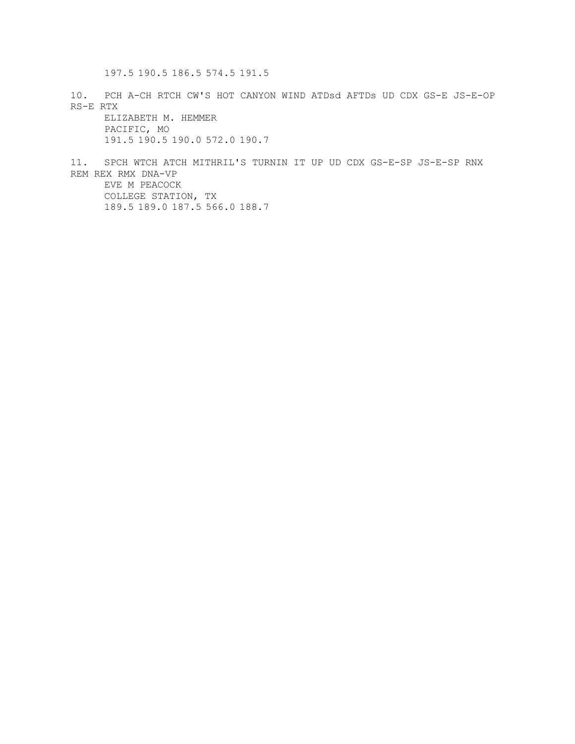197.5 190.5 186.5 574.5 191.5

10. PCH A-CH RTCH CW'S HOT CANYON WIND ATDsd AFTDs UD CDX GS-E JS-E-OP RS-E RTX
ELIZABETH M. HEMMER
PACIFIC, MO
191.5 190.5 190.0 572.0 190.7

11. SPCH WTCH ATCH MITHRIL'S TURNIN IT UP UD CDX GS-E-SP JS-E-SP RNX REM REX RMX DNA-VP
EVE M PEACOCK
COLLEGE STATION, TX
189.5 189.0 187.5 566.0 188.7